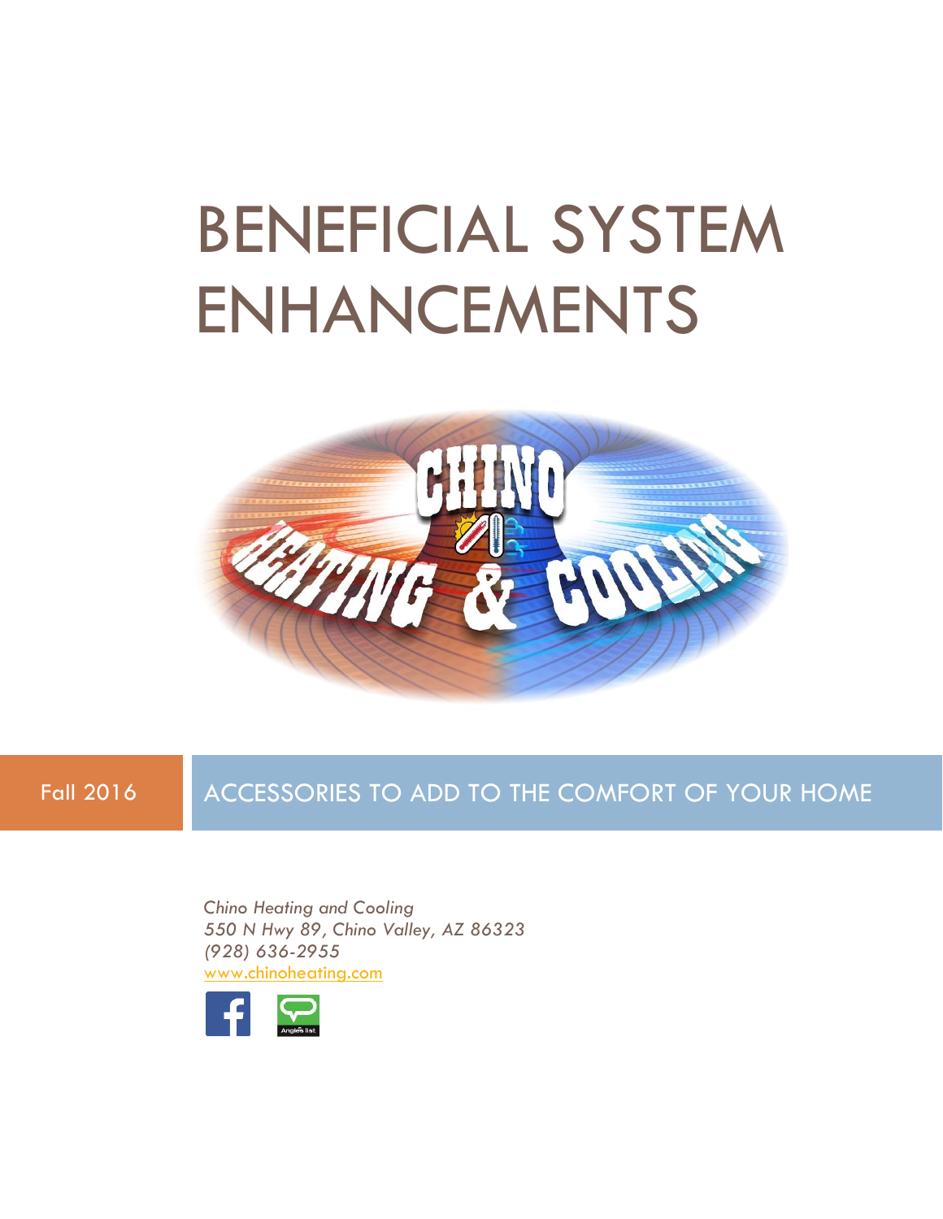# BENEFICIAL SYSTEM ENHANCEMENTS

Fall 2016

## ACCESSORIES TO ADD TO THE COMFORT OF YOUR HOME

*Chino Heating and Cooling*
*550 N Hwy 89, Chino Valley, AZ 86323*
*(928) 636-2955*
www.chinoheating.com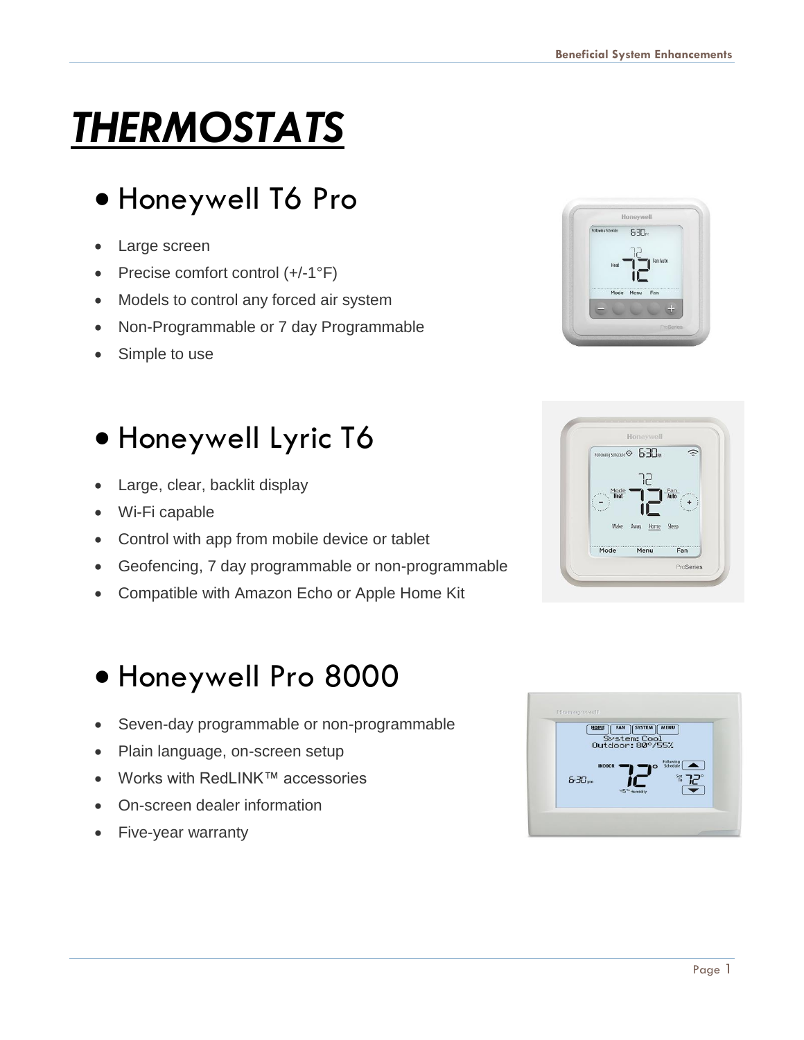# ***THERMOSTATS***

## • Honeywell T6 Pro

- Large screen
- Precise comfort control (+/-1°F)
- Models to control any forced air system
- Non-Programmable or 7 day Programmable
- Simple to use

## • Honeywell Lyric T6

- Large, clear, backlit display
- Wi-Fi capable
- Control with app from mobile device or tablet
- Geofencing, 7 day programmable or non-programmable
- Compatible with Amazon Echo or Apple Home Kit

## • Honeywell Pro 8000

- Seven-day programmable or non-programmable
- Plain language, on-screen setup
- Works with RedLINK™ accessories
- On-screen dealer information
- Five-year warranty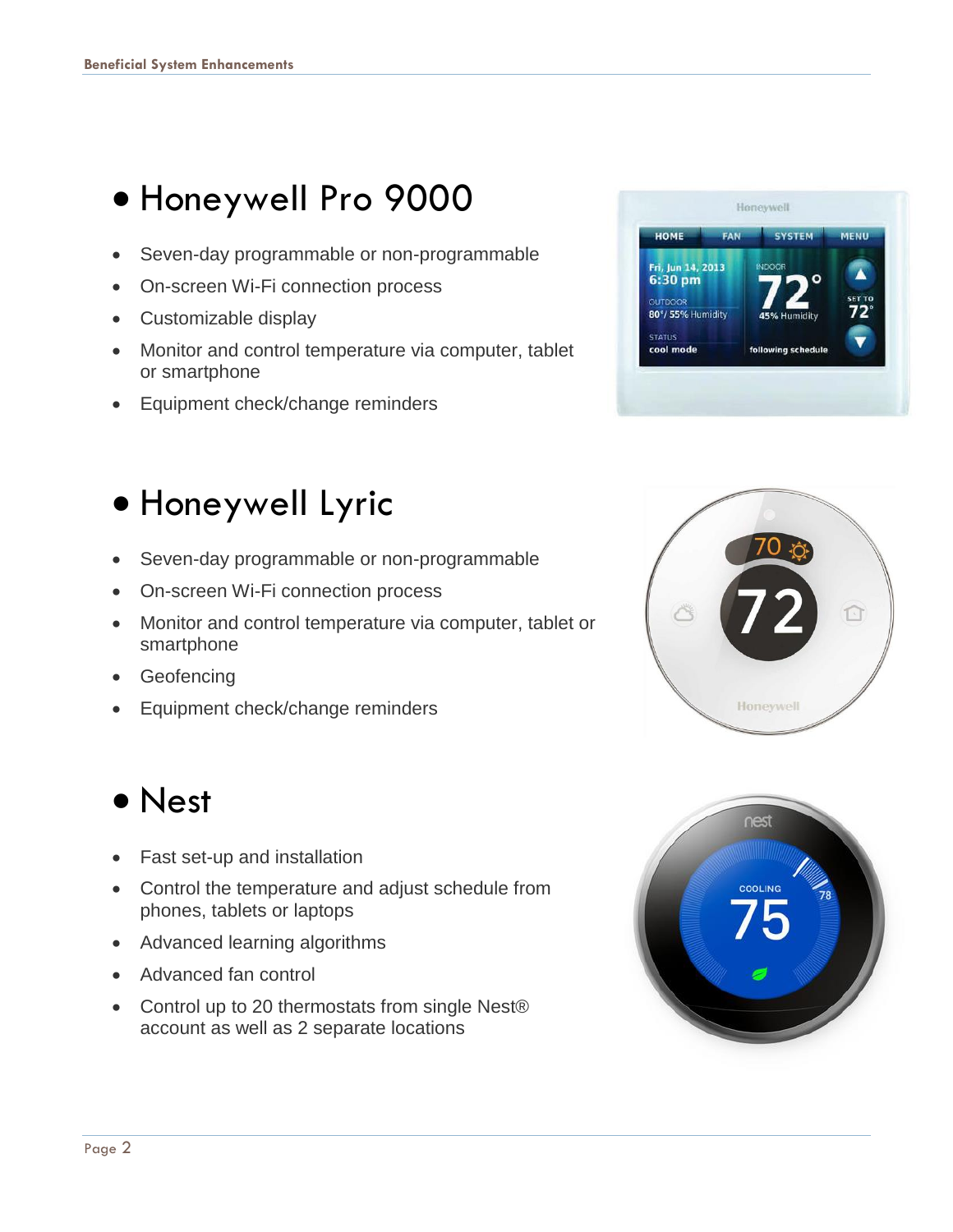# Honeywell Pro 9000

- Seven-day programmable or non-programmable
- On-screen Wi-Fi connection process
- Customizable display
- Monitor and control temperature via computer, tablet or smartphone
- Equipment check/change reminders

# Honeywell Lyric

- Seven-day programmable or non-programmable
- On-screen Wi-Fi connection process
- Monitor and control temperature via computer, tablet or smartphone
- Geofencing
- Equipment check/change reminders

# Nest

- Fast set-up and installation
- Control the temperature and adjust schedule from phones, tablets or laptops
- Advanced learning algorithms
- Advanced fan control
- Control up to 20 thermostats from single Nest® account as well as 2 separate locations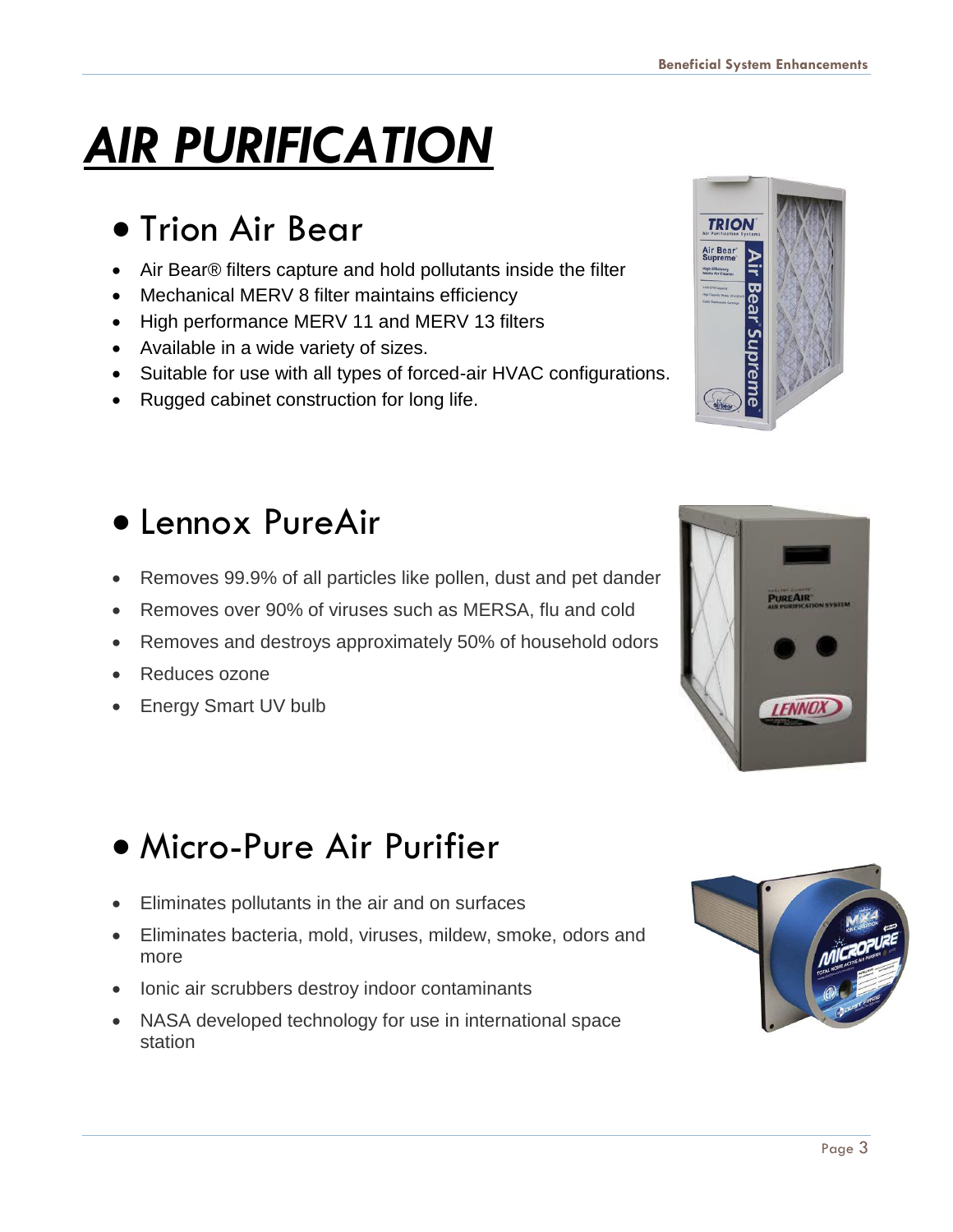# AIR PURIFICATION

## Trion Air Bear

- Air Bear® filters capture and hold pollutants inside the filter
- Mechanical MERV 8 filter maintains efficiency
- High performance MERV 11 and MERV 13 filters
- Available in a wide variety of sizes.
- Suitable for use with all types of forced-air HVAC configurations.
- Rugged cabinet construction for long life.

## Lennox PureAir

- Removes 99.9% of all particles like pollen, dust and pet dander
- Removes over 90% of viruses such as MERSA, flu and cold
- Removes and destroys approximately 50% of household odors
- Reduces ozone
- Energy Smart UV bulb

## Micro-Pure Air Purifier

- Eliminates pollutants in the air and on surfaces
- Eliminates bacteria, mold, viruses, mildew, smoke, odors and more
- Ionic air scrubbers destroy indoor contaminants
- NASA developed technology for use in international space station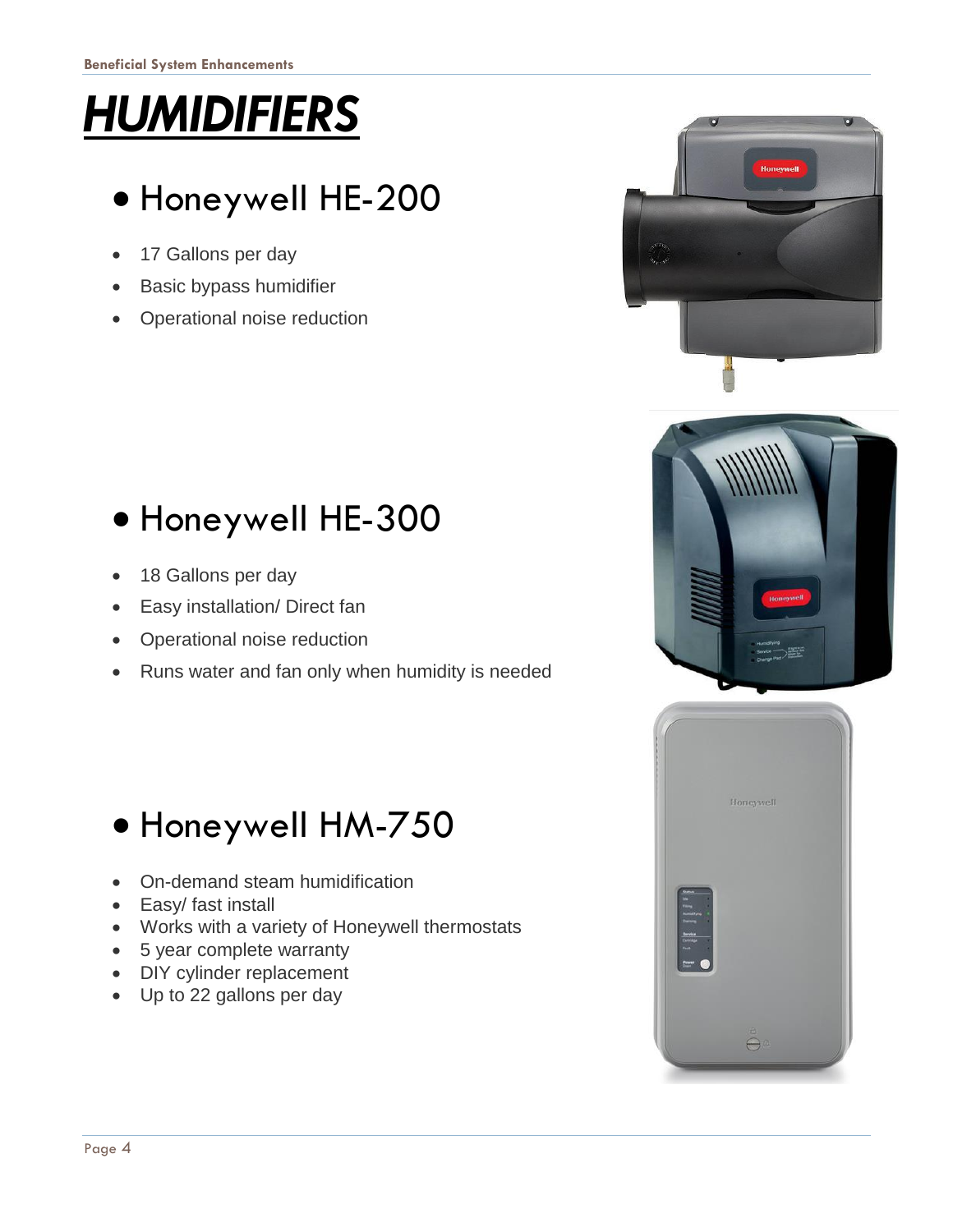# *HUMIDIFIERS*

## Honeywell HE-200

- 17 Gallons per day
- Basic bypass humidifier
- Operational noise reduction

## Honeywell HE-300

- 18 Gallons per day
- Easy installation/ Direct fan
- Operational noise reduction
- Runs water and fan only when humidity is needed

## Honeywell HM-750

- On-demand steam humidification
- Easy/ fast install
- Works with a variety of Honeywell thermostats
- 5 year complete warranty
- DIY cylinder replacement
- Up to 22 gallons per day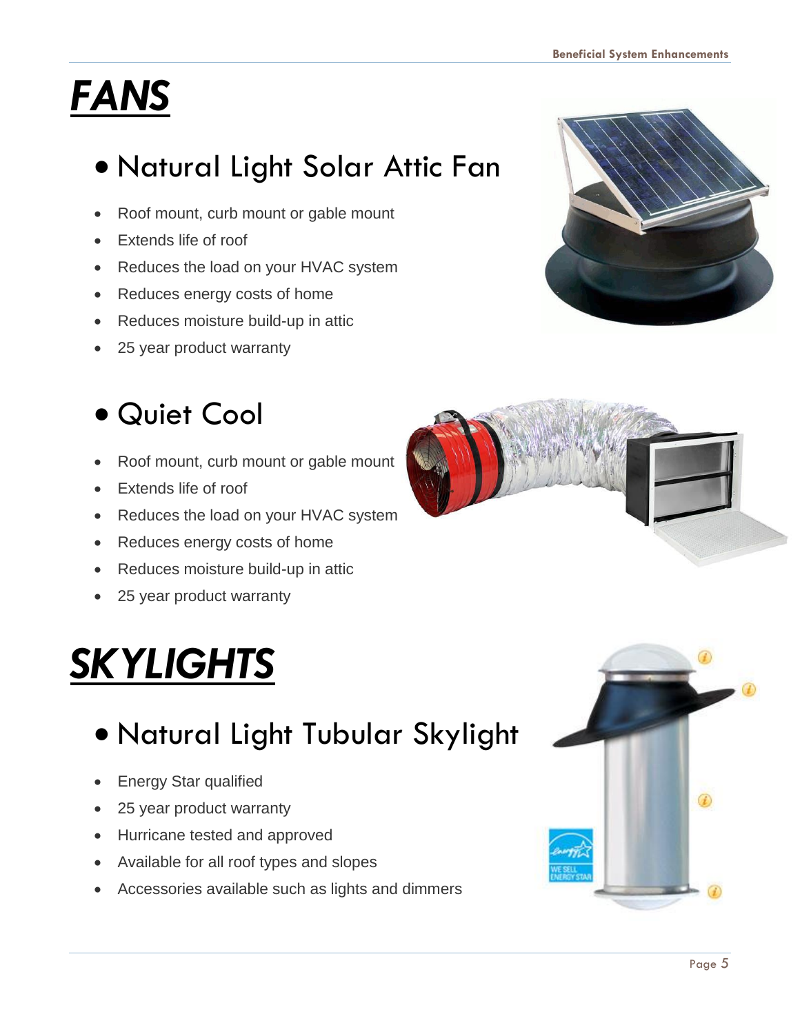# *FANS*

## Natural Light Solar Attic Fan

- Roof mount, curb mount or gable mount
- Extends life of roof
- Reduces the load on your HVAC system
- Reduces energy costs of home
- Reduces moisture build-up in attic
- 25 year product warranty

## Quiet Cool

- Roof mount, curb mount or gable mount
- Extends life of roof
- Reduces the load on your HVAC system
- Reduces energy costs of home
- Reduces moisture build-up in attic
- 25 year product warranty

# *SKYLIGHTS*

## Natural Light Tubular Skylight

- Energy Star qualified
- 25 year product warranty
- Hurricane tested and approved
- Available for all roof types and slopes
- Accessories available such as lights and dimmers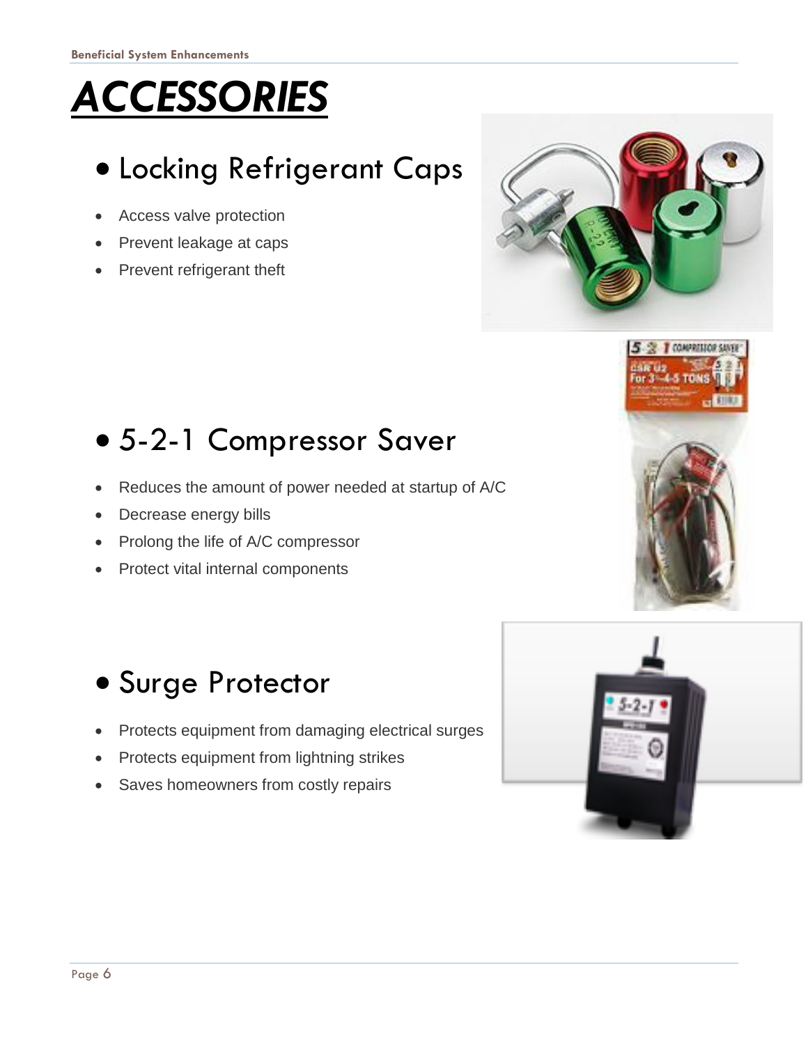# ACCESSORIES

## Locking Refrigerant Caps

- Access valve protection
- Prevent leakage at caps
- Prevent refrigerant theft

## 5-2-1 Compressor Saver

- Reduces the amount of power needed at startup of A/C
- Decrease energy bills
- Prolong the life of A/C compressor
- Protect vital internal components

## Surge Protector

- Protects equipment from damaging electrical surges
- Protects equipment from lightning strikes
- Saves homeowners from costly repairs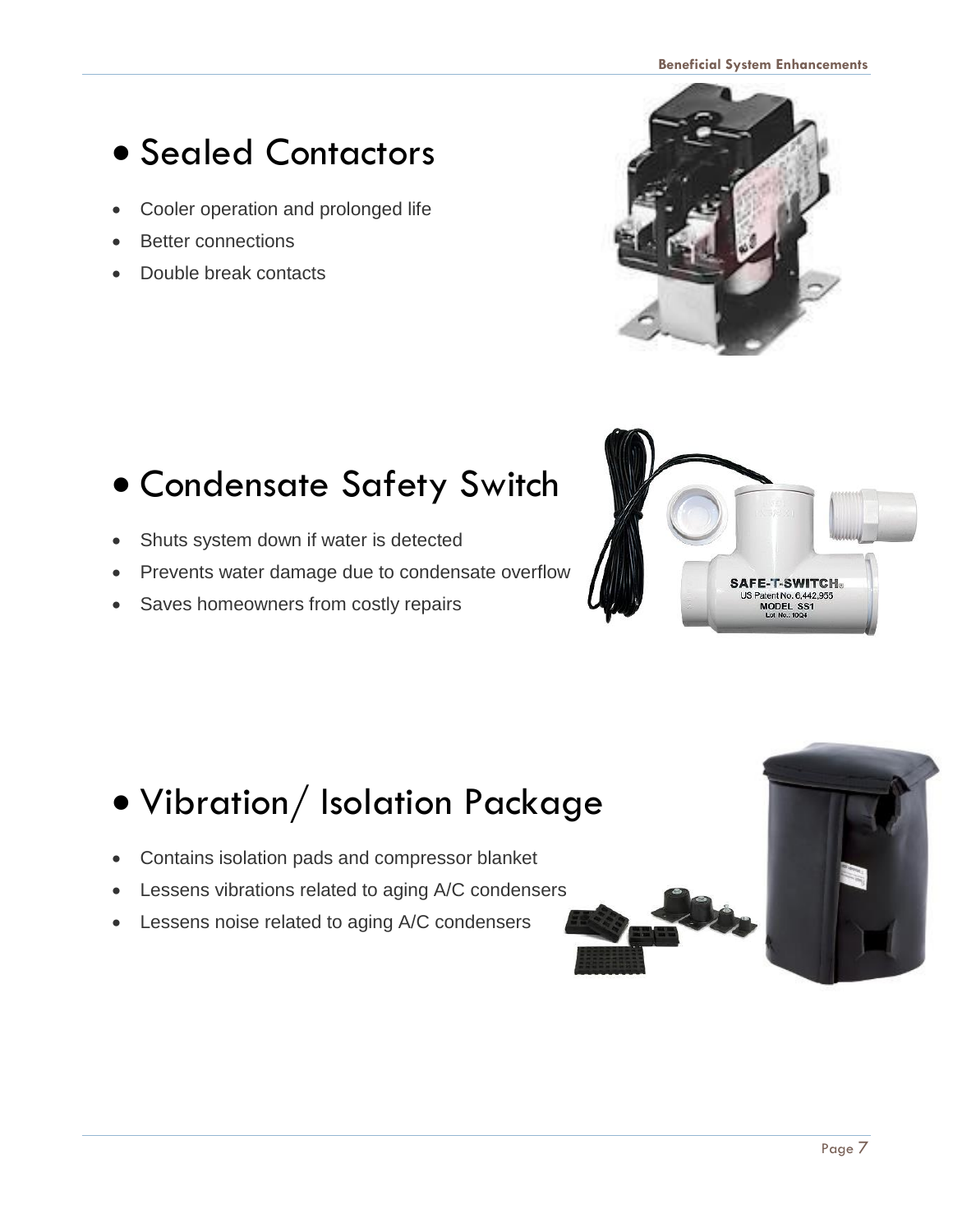## Sealed Contactors

- Cooler operation and prolonged life
- Better connections
- Double break contacts

## Condensate Safety Switch

- Shuts system down if water is detected
- Prevents water damage due to condensate overflow
- Saves homeowners from costly repairs

## Vibration/ Isolation Package

- Contains isolation pads and compressor blanket
- Lessens vibrations related to aging A/C condensers
- Lessens noise related to aging A/C condensers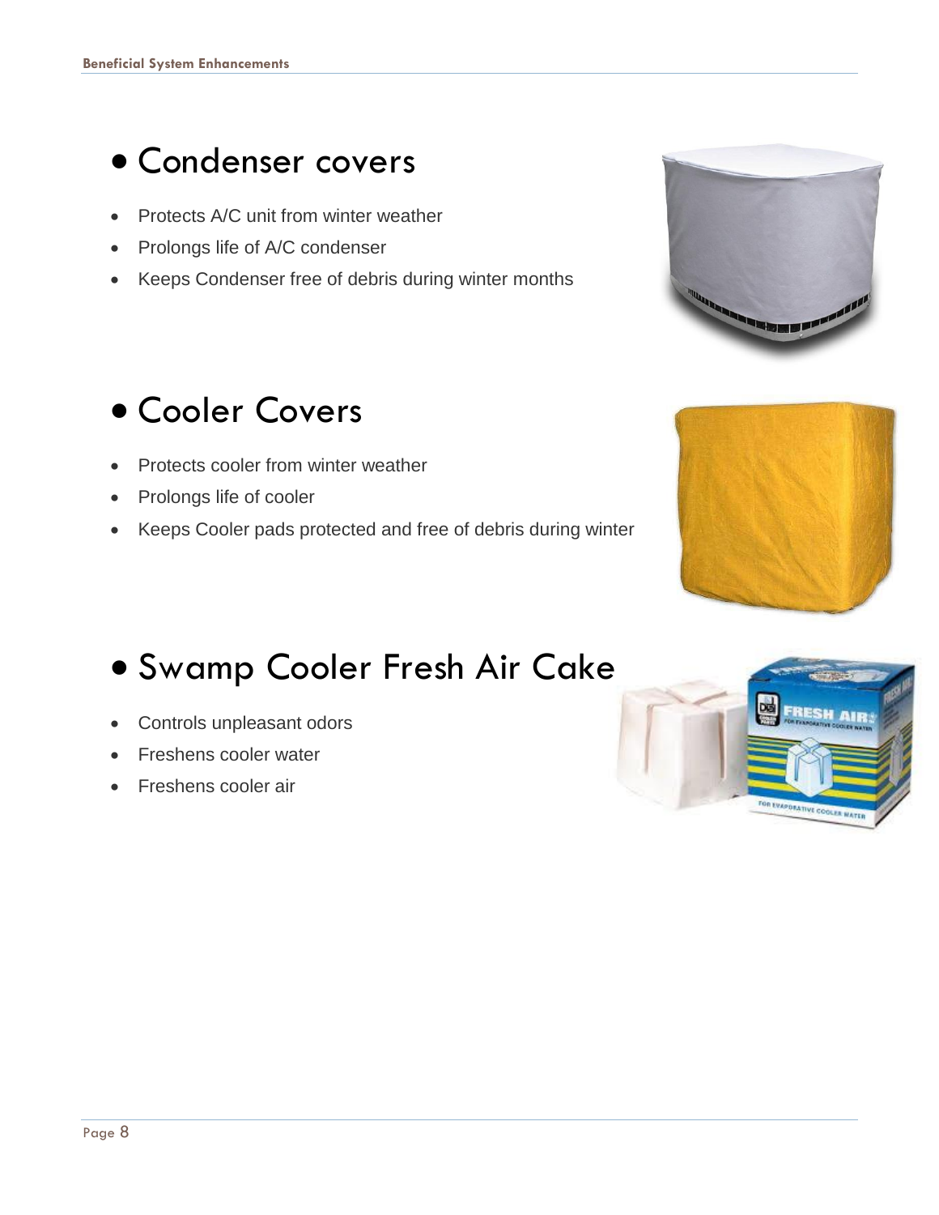# Condenser covers

- Protects A/C unit from winter weather
- Prolongs life of A/C condenser
- Keeps Condenser free of debris during winter months

# Cooler Covers

- Protects cooler from winter weather
- Prolongs life of cooler
- Keeps Cooler pads protected and free of debris during winter

# Swamp Cooler Fresh Air Cake

- Controls unpleasant odors
- Freshens cooler water
- Freshens cooler air